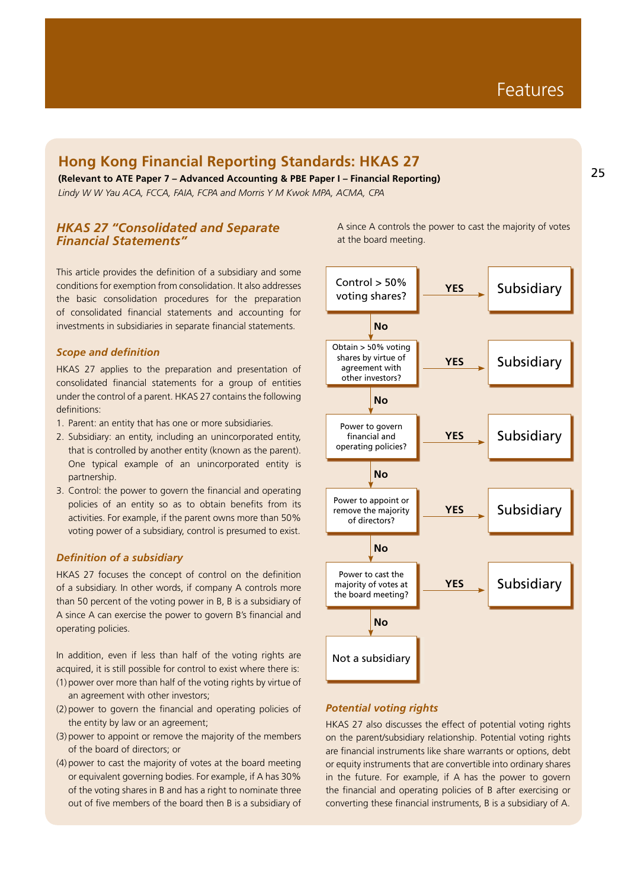# Hong Kong Financial Reporting Standards: HKAS 27

**(Relevant to ATE Paper 7 – Advanced Accounting & PBE Paper I – Financial Reporting)**

*Lindy W W Yau ACA, FCCA, FAIA, FCPA and Morris Y M Kwok MPA, ACMA, CPA*

## *HKAS 27 "Consolidated and Separate Financial Statements"*

This article provides the definition of a subsidiary and some conditions for exemption from consolidation. It also addresses the basic consolidation procedures for the preparation of consolidated financial statements and accounting for investments in subsidiaries in separate financial statements.

### *Scope and definition*

HKAS 27 applies to the preparation and presentation of consolidated financial statements for a group of entities under the control of a parent. HKAS 27 contains the following definitions:

1. Parent: an entity that has one or more subsidiaries.
2. Subsidiary: an entity, including an unincorporated entity, that is controlled by another entity (known as the parent). One typical example of an unincorporated entity is partnership.
3. Control: the power to govern the financial and operating policies of an entity so as to obtain benefits from its activities. For example, if the parent owns more than 50% voting power of a subsidiary, control is presumed to exist.

### *Definition of a subsidiary*

HKAS 27 focuses the concept of control on the definition of a subsidiary. In other words, if company A controls more than 50 percent of the voting power in B, B is a subsidiary of A since A can exercise the power to govern B's financial and operating policies.

In addition, even if less than half of the voting rights are acquired, it is still possible for control to exist where there is:

(1) power over more than half of the voting rights by virtue of an agreement with other investors;
(2) power to govern the financial and operating policies of the entity by law or an agreement;
(3) power to appoint or remove the majority of the members of the board of directors; or
(4) power to cast the majority of votes at the board meeting or equivalent governing bodies. For example, if A has 30% of the voting shares in B and has a right to nominate three out of five members of the board then B is a subsidiary of A since A controls the power to cast the majority of votes at the board meeting.

| Question | Answer | Result |
|---|---|---|
| Control > 50% voting shares? | YES | Subsidiary |
| No → Obtain > 50% voting shares by virtue of agreement with other investors? | YES | Subsidiary |
| No → Power to govern financial and operating policies? | YES | Subsidiary |
| No → Power to appoint or remove the majority of directors? | YES | Subsidiary |
| No → Power to cast the majority of votes at the board meeting? | YES | Subsidiary |
| No | | Not a subsidiary |

### *Potential voting rights*

HKAS 27 also discusses the effect of potential voting rights on the parent/subsidiary relationship. Potential voting rights are financial instruments like share warrants or options, debt or equity instruments that are convertible into ordinary shares in the future. For example, if A has the power to govern the financial and operating policies of B after exercising or converting these financial instruments, B is a subsidiary of A.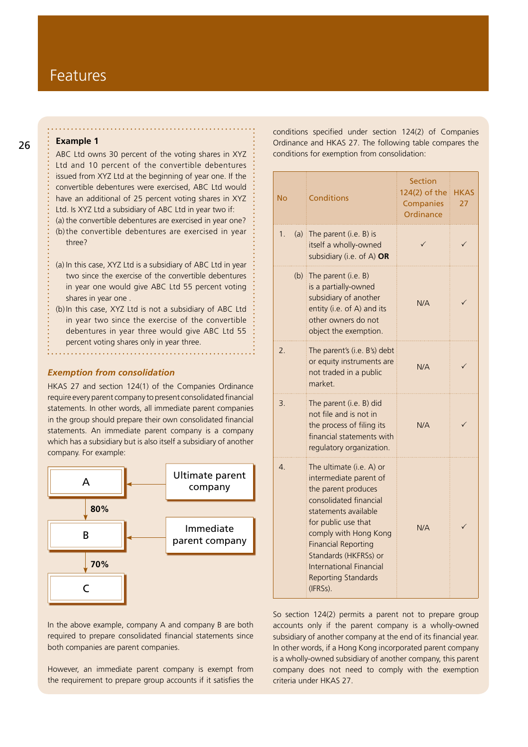**Example 1**

ABC Ltd owns 30 percent of the voting shares in XYZ Ltd and 10 percent of the convertible debentures issued from XYZ Ltd at the beginning of year one. If the convertible debentures were exercised, ABC Ltd would have an additional of 25 percent voting shares in XYZ Ltd. Is XYZ Ltd a subsidiary of ABC Ltd in year two if:

(a) the convertible debentures are exercised in year one?
(b) the convertible debentures are exercised in year three?

(a) In this case, XYZ Ltd is a subsidiary of ABC Ltd in year two since the exercise of the convertible debentures in year one would give ABC Ltd 55 percent voting shares in year one .
(b) In this case, XYZ Ltd is not a subsidiary of ABC Ltd in year two since the exercise of the convertible debentures in year three would give ABC Ltd 55 percent voting shares only in year three.

### *Exemption from consolidation*

HKAS 27 and section 124(1) of the Companies Ordinance require every parent company to present consolidated financial statements. In other words, all immediate parent companies in the group should prepare their own consolidated financial statements. An immediate parent company is a company which has a subsidiary but is also itself a subsidiary of another company. For example:

A ← Ultimate parent company
↓ 80%
B ← Immediate parent company
↓ 70%
C

In the above example, company A and company B are both required to prepare consolidated financial statements since both companies are parent companies.

However, an immediate parent company is exempt from the requirement to prepare group accounts if it satisfies the conditions specified under section 124(2) of Companies Ordinance and HKAS 27. The following table compares the conditions for exemption from consolidation:

| No | | Conditions | Section 124(2) of the Companies Ordinance | HKAS 27 |
|---|---|---|---|---|
| 1. | (a) | The parent (i.e. B) is itself a wholly-owned subsidiary (i.e. of A) **OR** | ✓ | ✓ |
| | (b) | The parent (i.e. B) is a partially-owned subsidiary of another entity (i.e. of A) and its other owners do not object the exemption. | N/A | ✓ |
| 2. | | The parent's (i.e. B's) debt or equity instruments are not traded in a public market. | N/A | ✓ |
| 3. | | The parent (i.e. B) did not file and is not in the process of filing its financial statements with regulatory organization. | N/A | ✓ |
| 4. | | The ultimate (i.e. A) or intermediate parent of the parent produces consolidated financial statements available for public use that comply with Hong Kong Financial Reporting Standards (HKFRSs) or International Financial Reporting Standards (IFRSs). | N/A | ✓ |

So section 124(2) permits a parent not to prepare group accounts only if the parent company is a wholly-owned subsidiary of another company at the end of its financial year. In other words, if a Hong Kong incorporated parent company is a wholly-owned subsidiary of another company, this parent company does not need to comply with the exemption criteria under HKAS 27.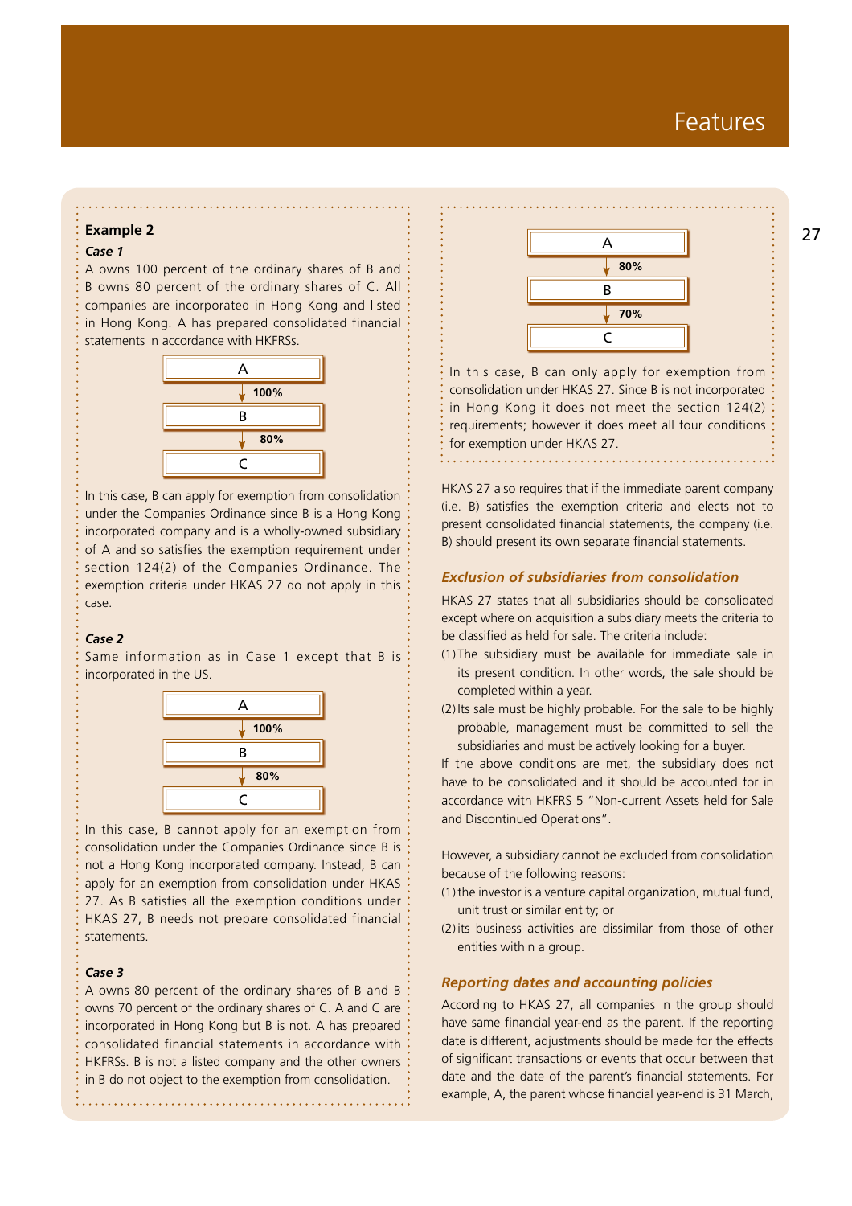### Example 2

***Case 1***

A owns 100 percent of the ordinary shares of B and B owns 80 percent of the ordinary shares of C. All companies are incorporated in Hong Kong and listed in Hong Kong. A has prepared consolidated financial statements in accordance with HKFRSs.

A → 100% → B → 80% → C

In this case, B can apply for exemption from consolidation under the Companies Ordinance since B is a Hong Kong incorporated company and is a wholly-owned subsidiary of A and so satisfies the exemption requirement under section 124(2) of the Companies Ordinance. The exemption criteria under HKAS 27 do not apply in this case.

***Case 2***

Same information as in Case 1 except that B is incorporated in the US.

A → 100% → B → 80% → C

In this case, B cannot apply for an exemption from consolidation under the Companies Ordinance since B is not a Hong Kong incorporated company. Instead, B can apply for an exemption from consolidation under HKAS 27. As B satisfies all the exemption conditions under HKAS 27, B needs not prepare consolidated financial statements.

***Case 3***

A owns 80 percent of the ordinary shares of B and B owns 70 percent of the ordinary shares of C. A and C are incorporated in Hong Kong but B is not. A has prepared consolidated financial statements in accordance with HKFRSs. B is not a listed company and the other owners in B do not object to the exemption from consolidation.

A → 80% → B → 70% → C

In this case, B can only apply for exemption from consolidation under HKAS 27. Since B is not incorporated in Hong Kong it does not meet the section 124(2) requirements; however it does meet all four conditions for exemption under HKAS 27.

HKAS 27 also requires that if the immediate parent company (i.e. B) satisfies the exemption criteria and elects not to present consolidated financial statements, the company (i.e. B) should present its own separate financial statements.

### *Exclusion of subsidiaries from consolidation*

HKAS 27 states that all subsidiaries should be consolidated except where on acquisition a subsidiary meets the criteria to be classified as held for sale. The criteria include:

(1) The subsidiary must be available for immediate sale in its present condition. In other words, the sale should be completed within a year.

(2) Its sale must be highly probable. For the sale to be highly probable, management must be committed to sell the subsidiaries and must be actively looking for a buyer.

If the above conditions are met, the subsidiary does not have to be consolidated and it should be accounted for in accordance with HKFRS 5 "Non-current Assets held for Sale and Discontinued Operations".

However, a subsidiary cannot be excluded from consolidation because of the following reasons:

(1) the investor is a venture capital organization, mutual fund, unit trust or similar entity; or

(2) its business activities are dissimilar from those of other entities within a group.

### *Reporting dates and accounting policies*

According to HKAS 27, all companies in the group should have same financial year-end as the parent. If the reporting date is different, adjustments should be made for the effects of significant transactions or events that occur between that date and the date of the parent's financial statements. For example, A, the parent whose financial year-end is 31 March,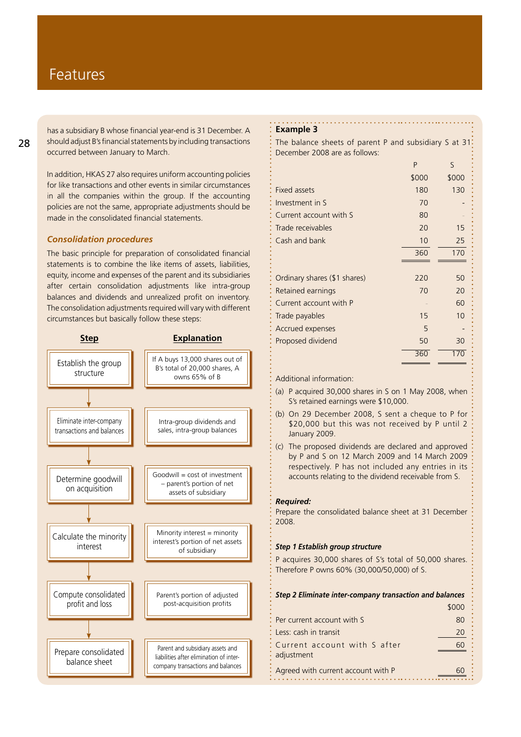has a subsidiary B whose financial year-end is 31 December. A should adjust B's financial statements by including transactions occurred between January to March.

In addition, HKAS 27 also requires uniform accounting policies for like transactions and other events in similar circumstances in all the companies within the group. If the accounting policies are not the same, appropriate adjustments should be made in the consolidated financial statements.

### *Consolidation procedures*

The basic principle for preparation of consolidated financial statements is to combine the like items of assets, liabilities, equity, income and expenses of the parent and its subsidiaries after certain consolidation adjustments like intra-group balances and dividends and unrealized profit on inventory. The consolidation adjustments required will vary with different circumstances but basically follow these steps:

| Step | Explanation |
|---|---|
| Establish the group structure | If A buys 13,000 shares out of B's total of 20,000 shares, A owns 65% of B |
| Eliminate inter-company transactions and balances | Intra-group dividends and sales, intra-group balances |
| Determine goodwill on acquisition | Goodwill = cost of investment – parent's portion of net assets of subsidiary |
| Calculate the minority interest | Minority interest = minority interest's portion of net assets of subsidiary |
| Compute consolidated profit and loss | Parent's portion of adjusted post-acquisition profits |
| Prepare consolidated balance sheet | Parent and subsidiary assets and liabilities after elimination of inter-company transactions and balances |

### Example 3

The balance sheets of parent P and subsidiary S at 31 December 2008 are as follows:

| | P | S |
|---|---|---|
| | $000 | $000 |
| Fixed assets | 180 | 130 |
| Investment in S | 70 | - |
| Current account with S | 80 | - |
| Trade receivables | 20 | 15 |
| Cash and bank | 10 | 25 |
| | 360 | 170 |
| Ordinary shares ($1 shares) | 220 | 50 |
| Retained earnings | 70 | 20 |
| Current account with P | - | 60 |
| Trade payables | 15 | 10 |
| Accrued expenses | 5 | - |
| Proposed dividend | 50 | 30 |
| | 360 | 170 |

Additional information:

(a) P acquired 30,000 shares in S on 1 May 2008, when S's retained earnings were $10,000.

(b) On 29 December 2008, S sent a cheque to P for $20,000 but this was not received by P until 2 January 2009.

(c) The proposed dividends are declared and approved by P and S on 12 March 2009 and 14 March 2009 respectively. P has not included any entries in its accounts relating to the dividend receivable from S.

***Required:***

Prepare the consolidated balance sheet at 31 December 2008.

***Step 1 Establish group structure***

P acquires 30,000 shares of S's total of 50,000 shares. Therefore P owns 60% (30,000/50,000) of S.

***Step 2 Eliminate inter-company transaction and balances***

| | $000 |
|---|---|
| Per current account with S | 80 |
| Less: cash in transit | 20 |
| Current account with S after adjustment | 60 |
| Agreed with current account with P | 60 |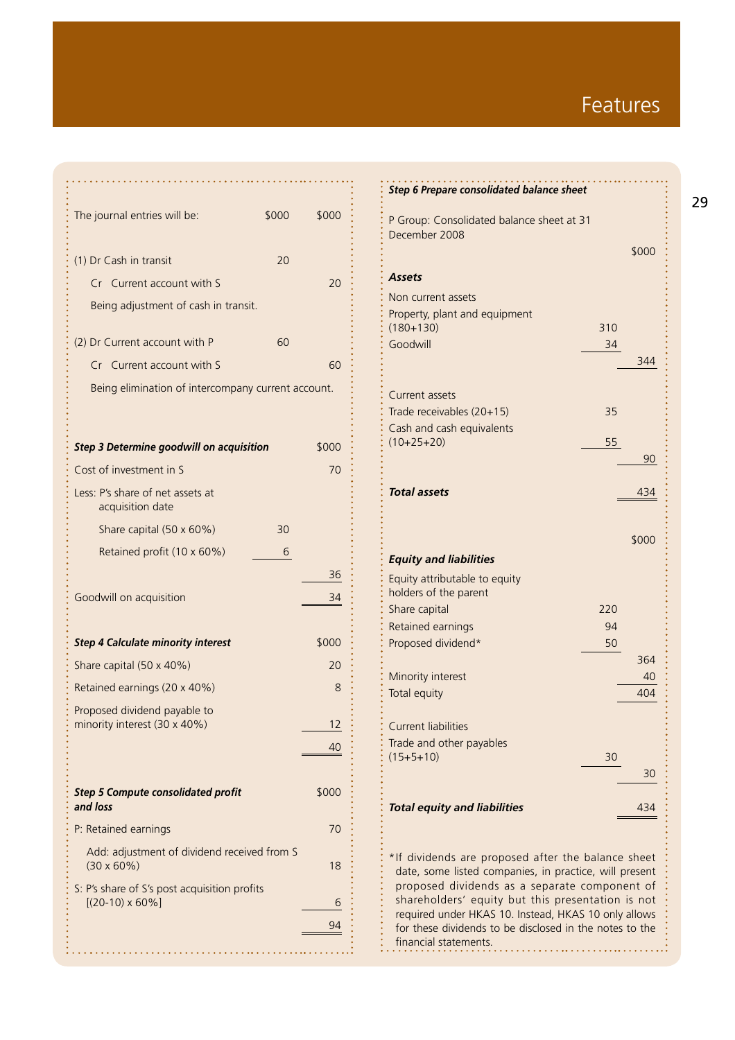The journal entries will be:

| | $000 | $000 |
|---|---|---|
| (1) Dr Cash in transit | 20 | |
| Cr Current account with S | | 20 |
| Being adjustment of cash in transit. | | |
| (2) Dr Current account with P | 60 | |
| Cr Current account with S | | 60 |
| Being elimination of intercompany current account. | | |

| ***Step 3 Determine goodwill on acquisition*** | | $000 |
|---|---|---|
| Cost of investment in S | | 70 |
| Less: P's share of net assets at acquisition date | | |
| Share capital (50 x 60%) | 30 | |
| Retained profit (10 x 60%) | 6 | |
| | | 36 |
| Goodwill on acquisition | | 34 |

| ***Step 4 Calculate minority interest*** | $000 |
|---|---|
| Share capital (50 x 40%) | 20 |
| Retained earnings (20 x 40%) | 8 |
| Proposed dividend payable to minority interest (30 x 40%) | 12 |
| | 40 |

| ***Step 5 Compute consolidated profit and loss*** | $000 |
|---|---|
| P: Retained earnings | 70 |
| Add: adjustment of dividend received from S (30 x 60%) | 18 |
| S: P's share of S's post acquisition profits [(20-10) x 60%] | 6 |
| | 94 |

***Step 6 Prepare consolidated balance sheet***

P Group: Consolidated balance sheet at 31 December 2008

| | | $000 |
|---|---|---|
| ***Assets*** | | |
| Non current assets | | |
| Property, plant and equipment (180+130) | 310 | |
| Goodwill | 34 | |
| | | 344 |
| Current assets | | |
| Trade receivables (20+15) | 35 | |
| Cash and cash equivalents (10+25+20) | 55 | |
| | | 90 |
| ***Total assets*** | | 434 |
| | | $000 |
| ***Equity and liabilities*** | | |
| Equity attributable to equity holders of the parent | | |
| Share capital | 220 | |
| Retained earnings | 94 | |
| Proposed dividend* | 50 | |
| | | 364 |
| Minority interest | | 40 |
| Total equity | | 404 |
| Current liabilities | | |
| Trade and other payables (15+5+10) | 30 | |
| | | 30 |
| ***Total equity and liabilities*** | | 434 |

*If dividends are proposed after the balance sheet date, some listed companies, in practice, will present proposed dividends as a separate component of shareholders' equity but this presentation is not required under HKAS 10. Instead, HKAS 10 only allows for these dividends to be disclosed in the notes to the financial statements.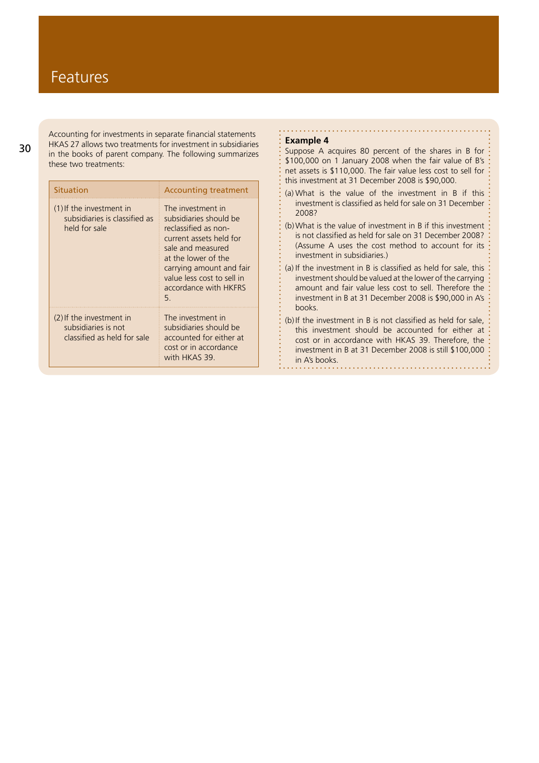# Features

Accounting for investments in separate financial statements HKAS 27 allows two treatments for investment in subsidiaries in the books of parent company. The following summarizes these two treatments:

| Situation | Accounting treatment |
|---|---|
| (1) If the investment in subsidiaries is classified as held for sale | The investment in subsidiaries should be reclassified as non-current assets held for sale and measured at the lower of the carrying amount and fair value less cost to sell in accordance with HKFRS 5. |
| (2) If the investment in subsidiaries is not classified as held for sale | The investment in subsidiaries should be accounted for either at cost or in accordance with HKAS 39. |

**Example 4**

Suppose A acquires 80 percent of the shares in B for $100,000 on 1 January 2008 when the fair value of B's net assets is $110,000. The fair value less cost to sell for this investment at 31 December 2008 is $90,000.

(a) What is the value of the investment in B if this investment is classified as held for sale on 31 December 2008?

(b) What is the value of investment in B if this investment is not classified as held for sale on 31 December 2008? (Assume A uses the cost method to account for its investment in subsidiaries.)

(a) If the investment in B is classified as held for sale, this investment should be valued at the lower of the carrying amount and fair value less cost to sell. Therefore the investment in B at 31 December 2008 is $90,000 in A's books.

(b) If the investment in B is not classified as held for sale, this investment should be accounted for either at cost or in accordance with HKAS 39. Therefore, the investment in B at 31 December 2008 is still $100,000 in A's books.